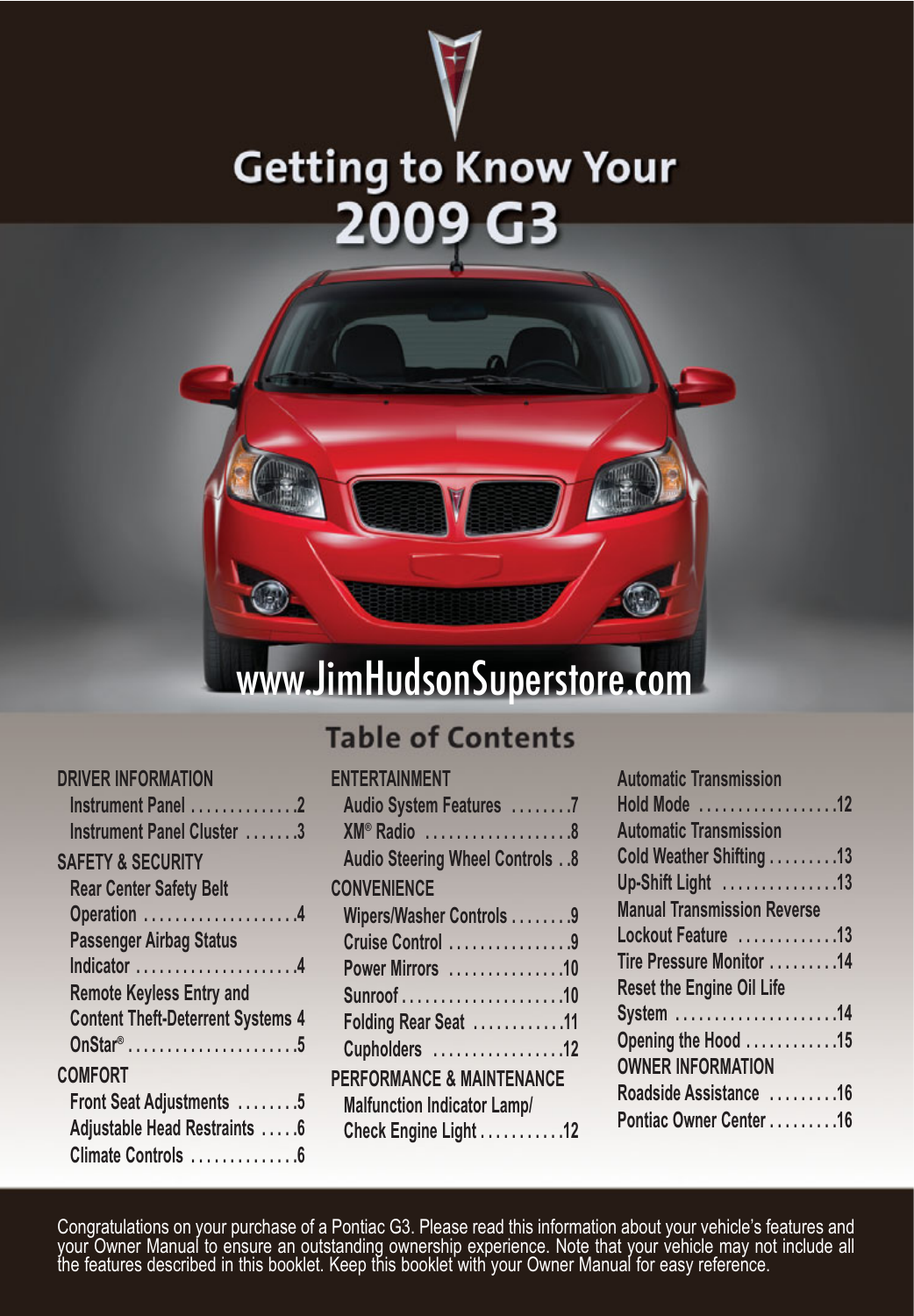# Getting to Know Your 2009 G3

www.JimHudsonSuperstore.com

## Table of Contents

**DRIVER INFORMATION**
- Instrument Panel .............2
- Instrument Panel Cluster .......3

**SAFETY & SECURITY**
- Rear Center Safety Belt Operation ...................4
- Passenger Airbag Status Indicator ....................4
- Remote Keyless Entry and Content Theft-Deterrent Systems 4
- OnStar® .....................5

**COMFORT**
- Front Seat Adjustments ........5
- Adjustable Head Restraints .....6
- Climate Controls .............6

**ENTERTAINMENT**
- Audio System Features ........7
- XM® Radio ..................8
- Audio Steering Wheel Controls ..8

**CONVENIENCE**
- Wipers/Washer Controls ........9
- Cruise Control ...............9
- Power Mirrors ...............10
- Sunroof .....................10
- Folding Rear Seat ............11
- Cupholders .................12

**PERFORMANCE & MAINTENANCE**
- Malfunction Indicator Lamp/ Check Engine Light ...........12
- Automatic Transmission Hold Mode ..................12
- Automatic Transmission Cold Weather Shifting .........13
- Up-Shift Light ...............13
- Manual Transmission Reverse Lockout Feature ............13
- Tire Pressure Monitor .........14
- Reset the Engine Oil Life System ....................14
- Opening the Hood ............15

**OWNER INFORMATION**
- Roadside Assistance .........16
- Pontiac Owner Center .........16

Congratulations on your purchase of a Pontiac G3. Please read this information about your vehicle's features and your Owner Manual to ensure an outstanding ownership experience. Note that your vehicle may not include all the features described in this booklet. Keep this booklet with your Owner Manual for easy reference.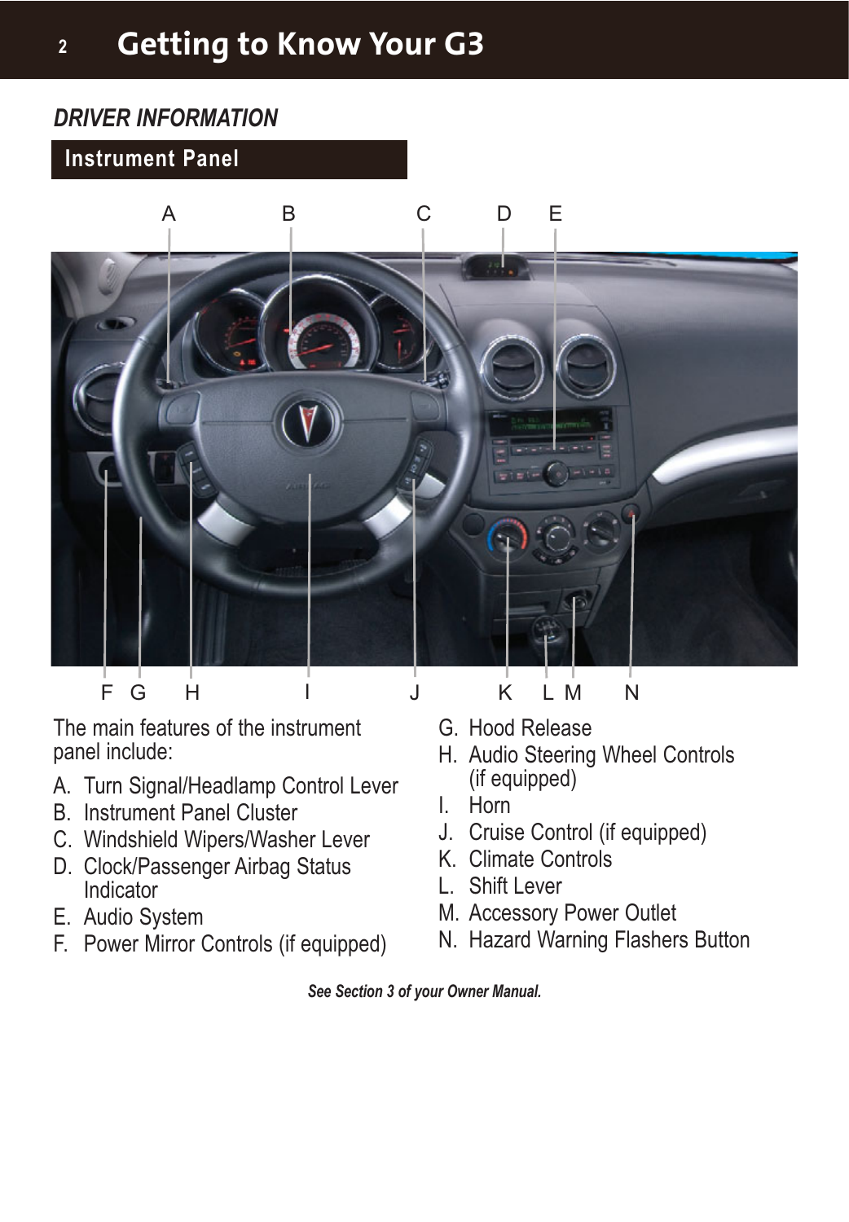## DRIVER INFORMATION

### Instrument Panel

The main features of the instrument panel include:

A. Turn Signal/Headlamp Control Lever
B. Instrument Panel Cluster
C. Windshield Wipers/Washer Lever
D. Clock/Passenger Airbag Status Indicator
E. Audio System
F. Power Mirror Controls (if equipped)
G. Hood Release
H. Audio Steering Wheel Controls (if equipped)
I. Horn
J. Cruise Control (if equipped)
K. Climate Controls
L. Shift Lever
M. Accessory Power Outlet
N. Hazard Warning Flashers Button

***See Section 3 of your Owner Manual.***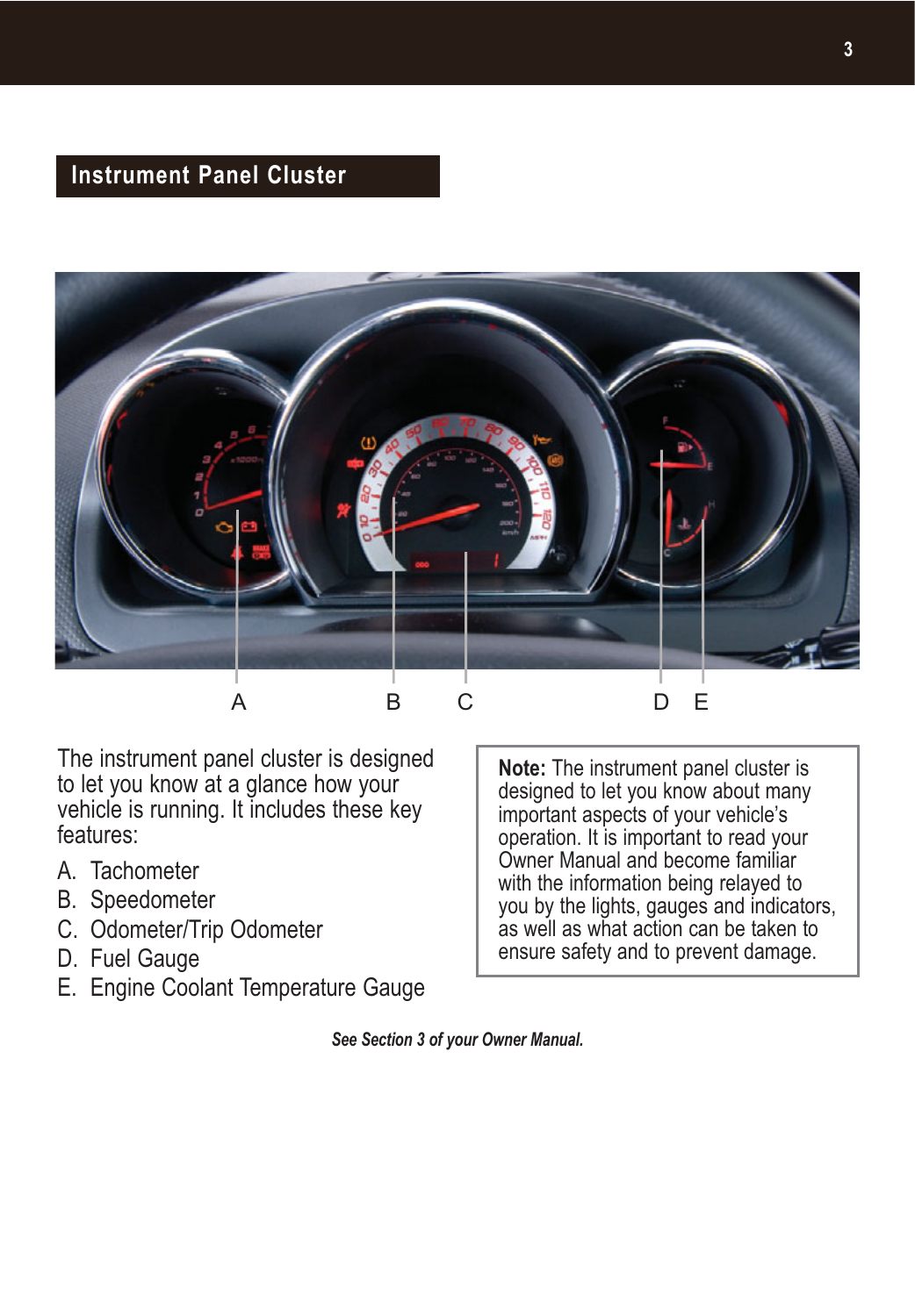## Instrument Panel Cluster

A B C D E

The instrument panel cluster is designed to let you know at a glance how your vehicle is running. It includes these key features:

A. Tachometer
B. Speedometer
C. Odometer/Trip Odometer
D. Fuel Gauge
E. Engine Coolant Temperature Gauge

**Note:** The instrument panel cluster is designed to let you know about many important aspects of your vehicle's operation. It is important to read your Owner Manual and become familiar with the information being relayed to you by the lights, gauges and indicators, as well as what action can be taken to ensure safety and to prevent damage.

***See Section 3 of your Owner Manual.***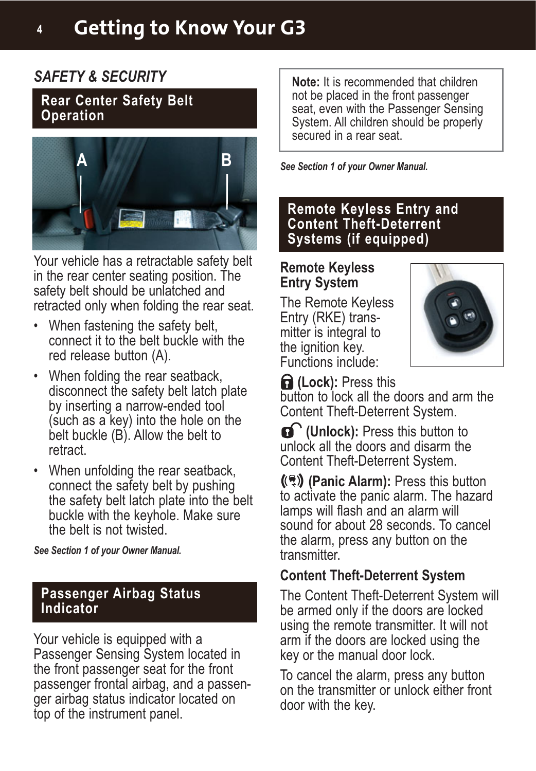## SAFETY & SECURITY

### Rear Center Safety Belt Operation

Your vehicle has a retractable safety belt in the rear center seating position. The safety belt should be unlatched and retracted only when folding the rear seat.

- When fastening the safety belt, connect it to the belt buckle with the red release button (A).
- When folding the rear seatback, disconnect the safety belt latch plate by inserting a narrow-ended tool (such as a key) into the hole on the belt buckle (B). Allow the belt to retract.
- When unfolding the rear seatback, connect the safety belt by pushing the safety belt latch plate into the belt buckle with the keyhole. Make sure the belt is not twisted.

*See Section 1 of your Owner Manual.*

### Passenger Airbag Status Indicator

Your vehicle is equipped with a Passenger Sensing System located in the front passenger seat for the front passenger frontal airbag, and a passenger airbag status indicator located on top of the instrument panel.

> **Note:** It is recommended that children not be placed in the front passenger seat, even with the Passenger Sensing System. All children should be properly secured in a rear seat.

*See Section 1 of your Owner Manual.*

### Remote Keyless Entry and Content Theft-Deterrent Systems (if equipped)

#### Remote Keyless Entry System

The Remote Keyless Entry (RKE) transmitter is integral to the ignition key. Functions include:

**(Lock):** Press this button to lock all the doors and arm the Content Theft-Deterrent System.

**(Unlock):** Press this button to unlock all the doors and disarm the Content Theft-Deterrent System.

**(Panic Alarm):** Press this button to activate the panic alarm. The hazard lamps will flash and an alarm will sound for about 28 seconds. To cancel the alarm, press any button on the transmitter.

#### Content Theft-Deterrent System

The Content Theft-Deterrent System will be armed only if the doors are locked using the remote transmitter. It will not arm if the doors are locked using the key or the manual door lock.

To cancel the alarm, press any button on the transmitter or unlock either front door with the key.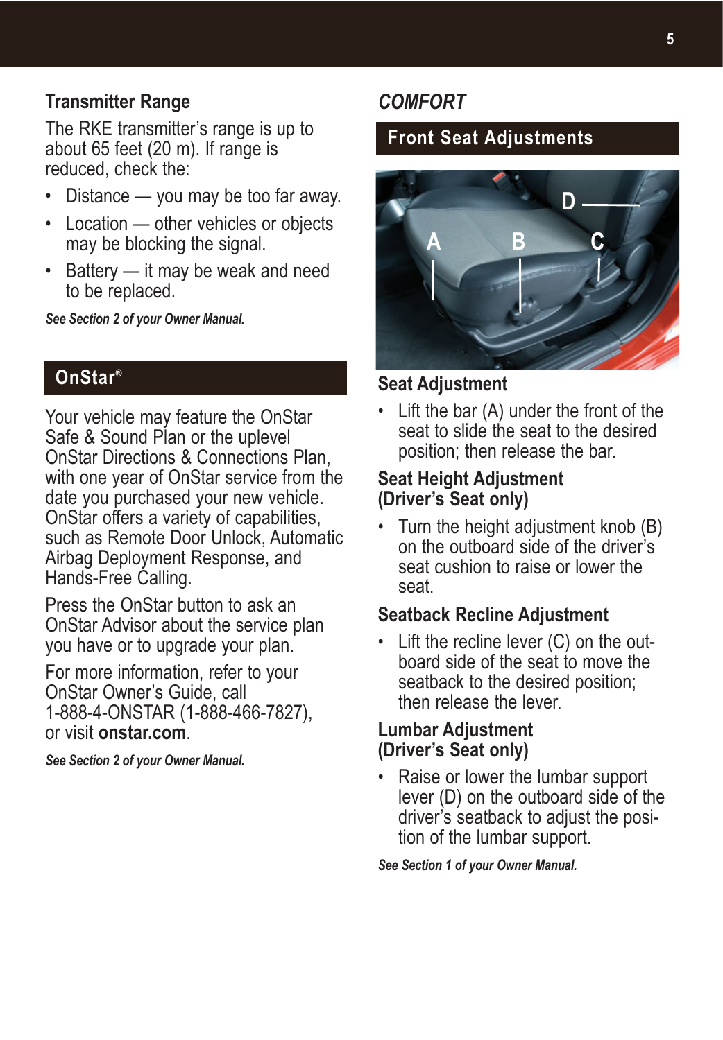### Transmitter Range

The RKE transmitter's range is up to about 65 feet (20 m). If range is reduced, check the:

- Distance — you may be too far away.
- Location — other vehicles or objects may be blocking the signal.
- Battery — it may be weak and need to be replaced.

***See Section 2 of your Owner Manual.***

## OnStar®

Your vehicle may feature the OnStar Safe & Sound Plan or the uplevel OnStar Directions & Connections Plan, with one year of OnStar service from the date you purchased your new vehicle. OnStar offers a variety of capabilities, such as Remote Door Unlock, Automatic Airbag Deployment Response, and Hands-Free Calling.

Press the OnStar button to ask an OnStar Advisor about the service plan you have or to upgrade your plan.

For more information, refer to your OnStar Owner's Guide, call 1-888-4-ONSTAR (1-888-466-7827), or visit **onstar.com**.

***See Section 2 of your Owner Manual.***

# *COMFORT*

## Front Seat Adjustments

### Seat Adjustment

- Lift the bar (A) under the front of the seat to slide the seat to the desired position; then release the bar.

### Seat Height Adjustment (Driver's Seat only)

- Turn the height adjustment knob (B) on the outboard side of the driver's seat cushion to raise or lower the seat.

### Seatback Recline Adjustment

- Lift the recline lever (C) on the outboard side of the seat to move the seatback to the desired position; then release the lever.

### Lumbar Adjustment (Driver's Seat only)

- Raise or lower the lumbar support lever (D) on the outboard side of the driver's seatback to adjust the position of the lumbar support.

***See Section 1 of your Owner Manual.***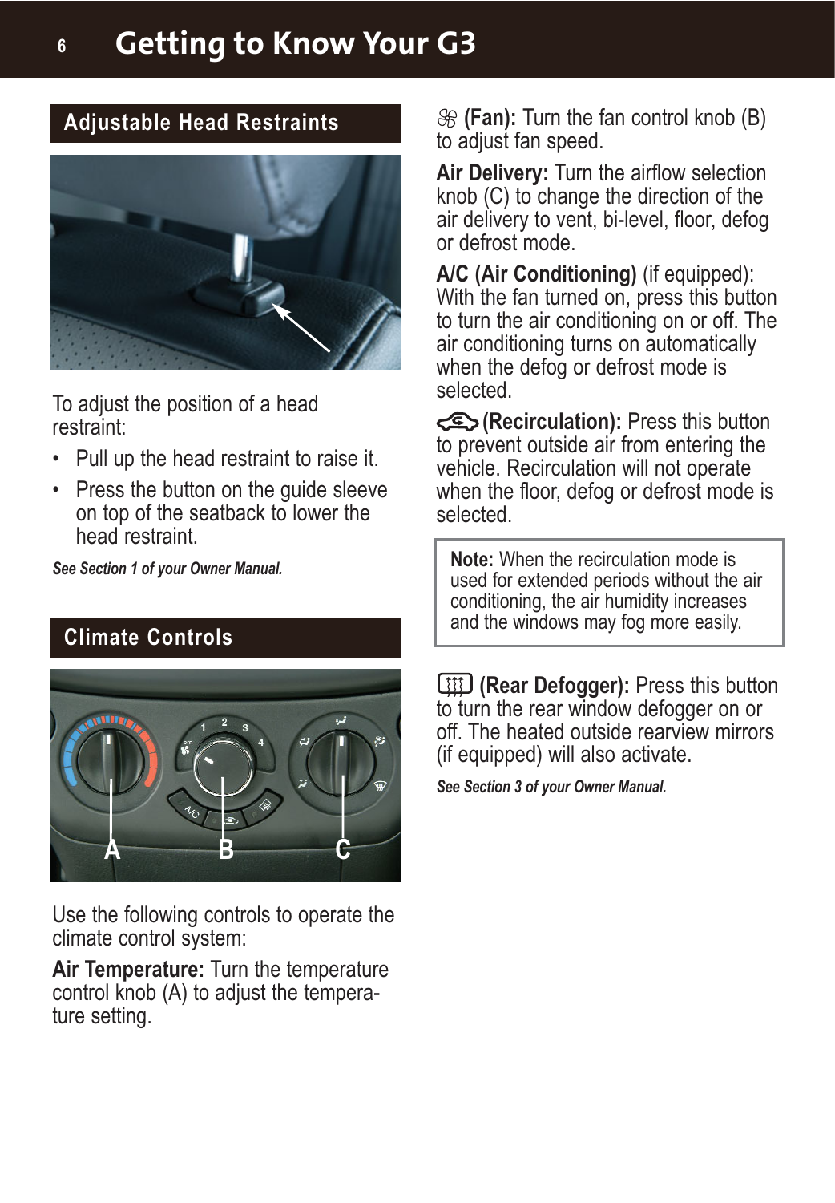## Adjustable Head Restraints

To adjust the position of a head restraint:

- Pull up the head restraint to raise it.
- Press the button on the guide sleeve on top of the seatback to lower the head restraint.

***See Section 1 of your Owner Manual.***

## Climate Controls

Use the following controls to operate the climate control system:

**Air Temperature:** Turn the temperature control knob (A) to adjust the temperature setting.

**(Fan):** Turn the fan control knob (B) to adjust fan speed.

**Air Delivery:** Turn the airflow selection knob (C) to change the direction of the air delivery to vent, bi-level, floor, defog or defrost mode.

**A/C (Air Conditioning)** (if equipped): With the fan turned on, press this button to turn the air conditioning on or off. The air conditioning turns on automatically when the defog or defrost mode is selected.

**(Recirculation):** Press this button to prevent outside air from entering the vehicle. Recirculation will not operate when the floor, defog or defrost mode is selected.

> **Note:** When the recirculation mode is used for extended periods without the air conditioning, the air humidity increases and the windows may fog more easily.

**(Rear Defogger):** Press this button to turn the rear window defogger on or off. The heated outside rearview mirrors (if equipped) will also activate.

***See Section 3 of your Owner Manual.***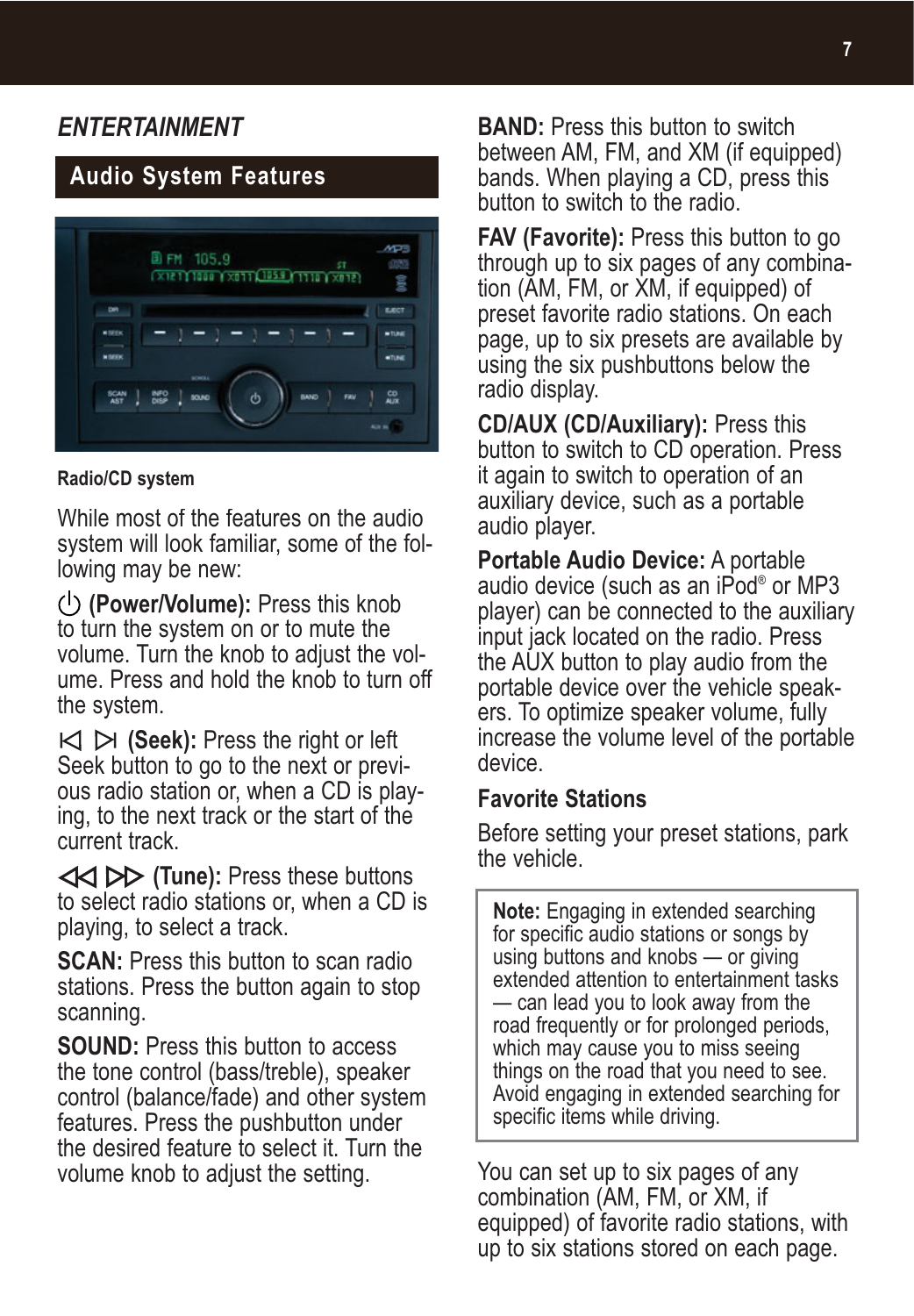## *ENTERTAINMENT*

### Audio System Features

Radio/CD system

While most of the features on the audio system will look familiar, some of the following may be new:

⏻ **(Power/Volume):** Press this knob to turn the system on or to mute the volume. Turn the knob to adjust the volume. Press and hold the knob to turn off the system.

⏮ ⏭ **(Seek):** Press the right or left Seek button to go to the next or previous radio station or, when a CD is playing, to the next track or the start of the current track.

⏪ ⏩ **(Tune):** Press these buttons to select radio stations or, when a CD is playing, to select a track.

**SCAN:** Press this button to scan radio stations. Press the button again to stop scanning.

**SOUND:** Press this button to access the tone control (bass/treble), speaker control (balance/fade) and other system features. Press the pushbutton under the desired feature to select it. Turn the volume knob to adjust the setting.

**BAND:** Press this button to switch between AM, FM, and XM (if equipped) bands. When playing a CD, press this button to switch to the radio.

**FAV (Favorite):** Press this button to go through up to six pages of any combination (AM, FM, or XM, if equipped) of preset favorite radio stations. On each page, up to six presets are available by using the six pushbuttons below the radio display.

**CD/AUX (CD/Auxiliary):** Press this button to switch to CD operation. Press it again to switch to operation of an auxiliary device, such as a portable audio player.

**Portable Audio Device:** A portable audio device (such as an iPod® or MP3 player) can be connected to the auxiliary input jack located on the radio. Press the AUX button to play audio from the portable device over the vehicle speakers. To optimize speaker volume, fully increase the volume level of the portable device.

### Favorite Stations

Before setting your preset stations, park the vehicle.

> **Note:** Engaging in extended searching for specific audio stations or songs by using buttons and knobs — or giving extended attention to entertainment tasks — can lead you to look away from the road frequently or for prolonged periods, which may cause you to miss seeing things on the road that you need to see. Avoid engaging in extended searching for specific items while driving.

You can set up to six pages of any combination (AM, FM, or XM, if equipped) of favorite radio stations, with up to six stations stored on each page.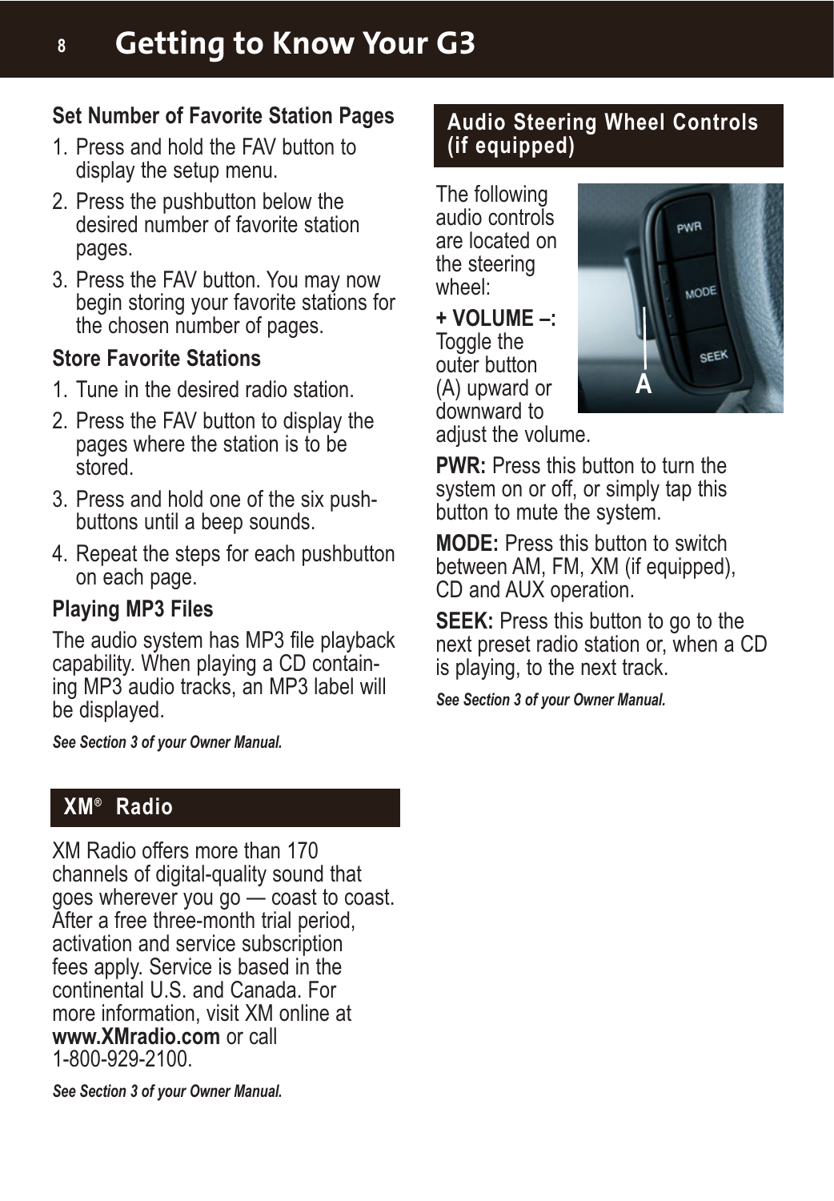## Set Number of Favorite Station Pages

1. Press and hold the FAV button to display the setup menu.
2. Press the pushbutton below the desired number of favorite station pages.
3. Press the FAV button. You may now begin storing your favorite stations for the chosen number of pages.

## Store Favorite Stations

1. Tune in the desired radio station.
2. Press the FAV button to display the pages where the station is to be stored.
3. Press and hold one of the six push-buttons until a beep sounds.
4. Repeat the steps for each pushbutton on each page.

## Playing MP3 Files

The audio system has MP3 file playback capability. When playing a CD containing MP3 audio tracks, an MP3 label will be displayed.

***See Section 3 of your Owner Manual.***

## XM® Radio

XM Radio offers more than 170 channels of digital-quality sound that goes wherever you go — coast to coast. After a free three-month trial period, activation and service subscription fees apply. Service is based in the continental U.S. and Canada. For more information, visit XM online at **www.XMradio.com** or call 1-800-929-2100.

***See Section 3 of your Owner Manual.***

## Audio Steering Wheel Controls (if equipped)

The following audio controls are located on the steering wheel:

**+ VOLUME –:** Toggle the outer button (A) upward or downward to adjust the volume.

**PWR:** Press this button to turn the system on or off, or simply tap this button to mute the system.

**MODE:** Press this button to switch between AM, FM, XM (if equipped), CD and AUX operation.

**SEEK:** Press this button to go to the next preset radio station or, when a CD is playing, to the next track.

***See Section 3 of your Owner Manual.***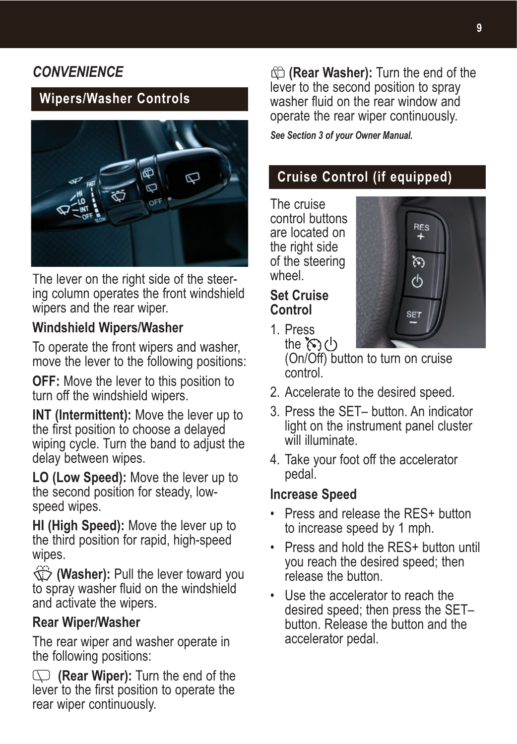# CONVENIENCE

## Wipers/Washer Controls

The lever on the right side of the steering column operates the front windshield wipers and the rear wiper.

### Windshield Wipers/Washer

To operate the front wipers and washer, move the lever to the following positions:

**OFF:** Move the lever to this position to turn off the windshield wipers.

**INT (Intermittent):** Move the lever up to the first position to choose a delayed wiping cycle. Turn the band to adjust the delay between wipes.

**LO (Low Speed):** Move the lever up to the second position for steady, low-speed wipes.

**HI (High Speed):** Move the lever up to the third position for rapid, high-speed wipes.

**(Washer):** Pull the lever toward you to spray washer fluid on the windshield and activate the wipers.

### Rear Wiper/Washer

The rear wiper and washer operate in the following positions:

**(Rear Wiper):** Turn the end of the lever to the first position to operate the rear wiper continuously.

**(Rear Washer):** Turn the end of the lever to the second position to spray washer fluid on the rear window and operate the rear wiper continuously.

***See Section 3 of your Owner Manual.***

## Cruise Control (if equipped)

The cruise control buttons are located on the right side of the steering wheel.

### Set Cruise Control

1. Press the (On/Off) button to turn on cruise control.
2. Accelerate to the desired speed.
3. Press the SET– button. An indicator light on the instrument panel cluster will illuminate.
4. Take your foot off the accelerator pedal.

### Increase Speed

- Press and release the RES+ button to increase speed by 1 mph.
- Press and hold the RES+ button until you reach the desired speed; then release the button.
- Use the accelerator to reach the desired speed; then press the SET– button. Release the button and the accelerator pedal.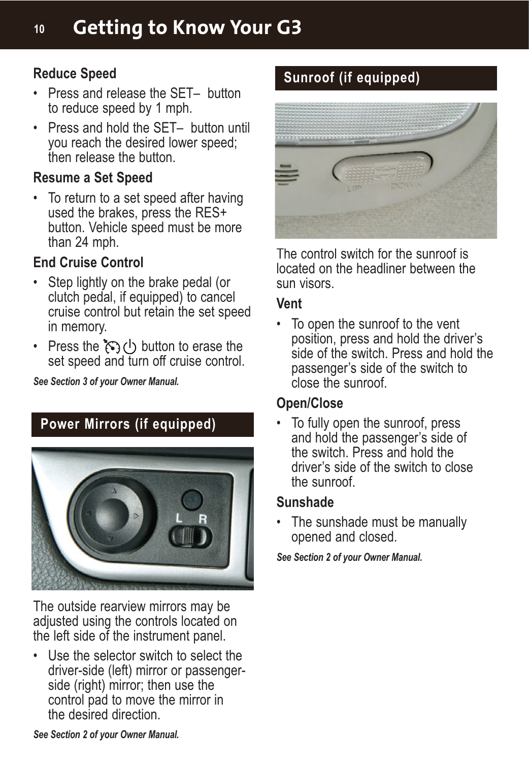#### Reduce Speed

- Press and release the SET– button to reduce speed by 1 mph.
- Press and hold the SET– button until you reach the desired lower speed; then release the button.

#### Resume a Set Speed

- To return to a set speed after having used the brakes, press the RES+ button. Vehicle speed must be more than 24 mph.

#### End Cruise Control

- Step lightly on the brake pedal (or clutch pedal, if equipped) to cancel cruise control but retain the set speed in memory.
- Press the button to erase the set speed and turn off cruise control.

*See Section 3 of your Owner Manual.*

## Power Mirrors (if equipped)

The outside rearview mirrors may be adjusted using the controls located on the left side of the instrument panel.

- Use the selector switch to select the driver-side (left) mirror or passenger-side (right) mirror; then use the control pad to move the mirror in the desired direction.

*See Section 2 of your Owner Manual.*

## Sunroof (if equipped)

The control switch for the sunroof is located on the headliner between the sun visors.

#### Vent

- To open the sunroof to the vent position, press and hold the driver's side of the switch. Press and hold the passenger's side of the switch to close the sunroof.

#### Open/Close

- To fully open the sunroof, press and hold the passenger's side of the switch. Press and hold the driver's side of the switch to close the sunroof.

#### Sunshade

- The sunshade must be manually opened and closed.

*See Section 2 of your Owner Manual.*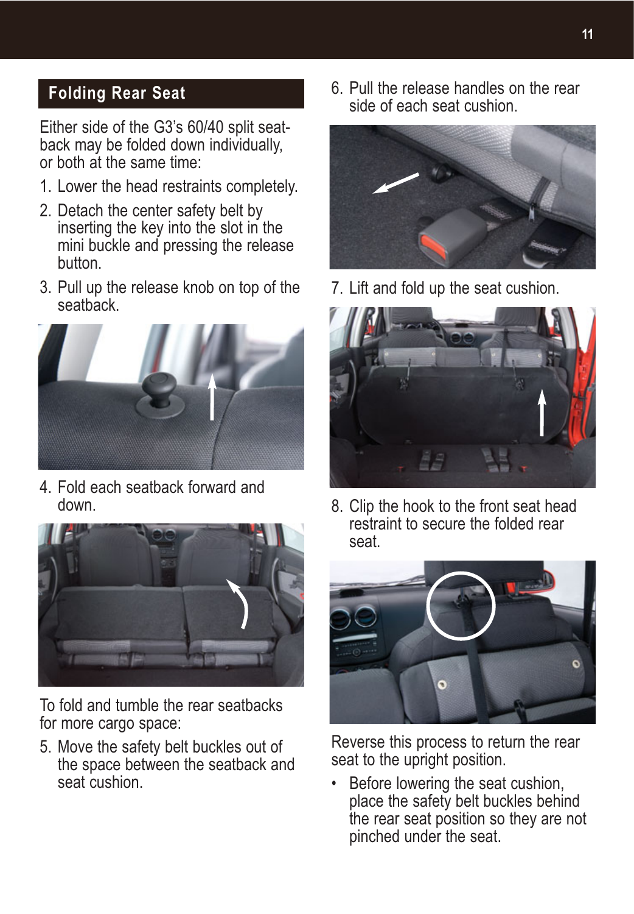## Folding Rear Seat

Either side of the G3's 60/40 split seat-back may be folded down individually, or both at the same time:

1. Lower the head restraints completely.
2. Detach the center safety belt by inserting the key into the slot in the mini buckle and pressing the release button.
3. Pull up the release knob on top of the seatback.
4. Fold each seatback forward and down.

To fold and tumble the rear seatbacks for more cargo space:

5. Move the safety belt buckles out of the space between the seatback and seat cushion.
6. Pull the release handles on the rear side of each seat cushion.
7. Lift and fold up the seat cushion.
8. Clip the hook to the front seat head restraint to secure the folded rear seat.

Reverse this process to return the rear seat to the upright position.

- Before lowering the seat cushion, place the safety belt buckles behind the rear seat position so they are not pinched under the seat.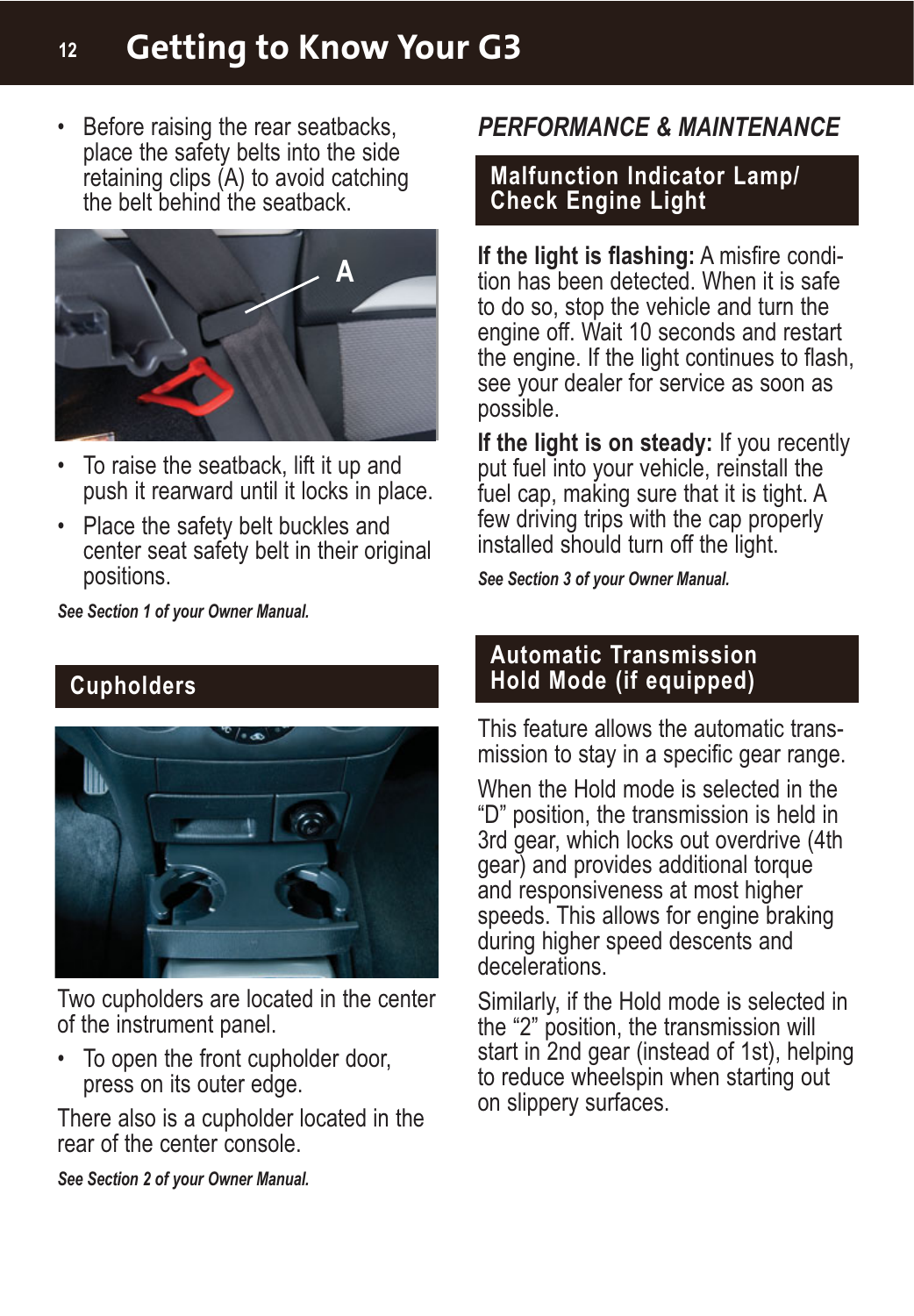- Before raising the rear seatbacks, place the safety belts into the side retaining clips (A) to avoid catching the belt behind the seatback.
- To raise the seatback, lift it up and push it rearward until it locks in place.
- Place the safety belt buckles and center seat safety belt in their original positions.

***See Section 1 of your Owner Manual.***

## Cupholders

Two cupholders are located in the center of the instrument panel.

- To open the front cupholder door, press on its outer edge.

There also is a cupholder located in the rear of the center console.

***See Section 2 of your Owner Manual.***

# *PERFORMANCE & MAINTENANCE*

## Malfunction Indicator Lamp/ Check Engine Light

**If the light is flashing:** A misfire condition has been detected. When it is safe to do so, stop the vehicle and turn the engine off. Wait 10 seconds and restart the engine. If the light continues to flash, see your dealer for service as soon as possible.

**If the light is on steady:** If you recently put fuel into your vehicle, reinstall the fuel cap, making sure that it is tight. A few driving trips with the cap properly installed should turn off the light.

***See Section 3 of your Owner Manual.***

## Automatic Transmission Hold Mode (if equipped)

This feature allows the automatic transmission to stay in a specific gear range.

When the Hold mode is selected in the “D” position, the transmission is held in 3rd gear, which locks out overdrive (4th gear) and provides additional torque and responsiveness at most higher speeds. This allows for engine braking during higher speed descents and decelerations.

Similarly, if the Hold mode is selected in the “2” position, the transmission will start in 2nd gear (instead of 1st), helping to reduce wheelspin when starting out on slippery surfaces.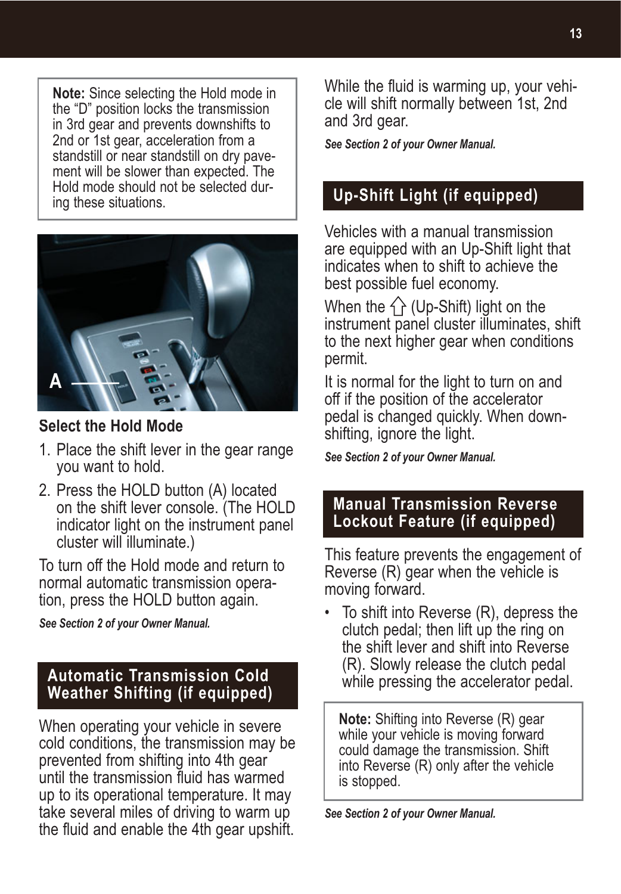**Note:** Since selecting the Hold mode in the "D" position locks the transmission in 3rd gear and prevents downshifts to 2nd or 1st gear, acceleration from a standstill or near standstill on dry pavement will be slower than expected. The Hold mode should not be selected during these situations.

**Select the Hold Mode**

1. Place the shift lever in the gear range you want to hold.
2. Press the HOLD button (A) located on the shift lever console. (The HOLD indicator light on the instrument panel cluster will illuminate.)

To turn off the Hold mode and return to normal automatic transmission operation, press the HOLD button again.

***See Section 2 of your Owner Manual.***

## Automatic Transmission Cold Weather Shifting (if equipped)

When operating your vehicle in severe cold conditions, the transmission may be prevented from shifting into 4th gear until the transmission fluid has warmed up to its operational temperature. It may take several miles of driving to warm up the fluid and enable the 4th gear upshift. While the fluid is warming up, your vehicle will shift normally between 1st, 2nd and 3rd gear.

***See Section 2 of your Owner Manual.***

## Up-Shift Light (if equipped)

Vehicles with a manual transmission are equipped with an Up-Shift light that indicates when to shift to achieve the best possible fuel economy.

When the ⇧ (Up-Shift) light on the instrument panel cluster illuminates, shift to the next higher gear when conditions permit.

It is normal for the light to turn on and off if the position of the accelerator pedal is changed quickly. When downshifting, ignore the light.

***See Section 2 of your Owner Manual.***

## Manual Transmission Reverse Lockout Feature (if equipped)

This feature prevents the engagement of Reverse (R) gear when the vehicle is moving forward.

- To shift into Reverse (R), depress the clutch pedal; then lift up the ring on the shift lever and shift into Reverse (R). Slowly release the clutch pedal while pressing the accelerator pedal.

**Note:** Shifting into Reverse (R) gear while your vehicle is moving forward could damage the transmission. Shift into Reverse (R) only after the vehicle is stopped.

***See Section 2 of your Owner Manual.***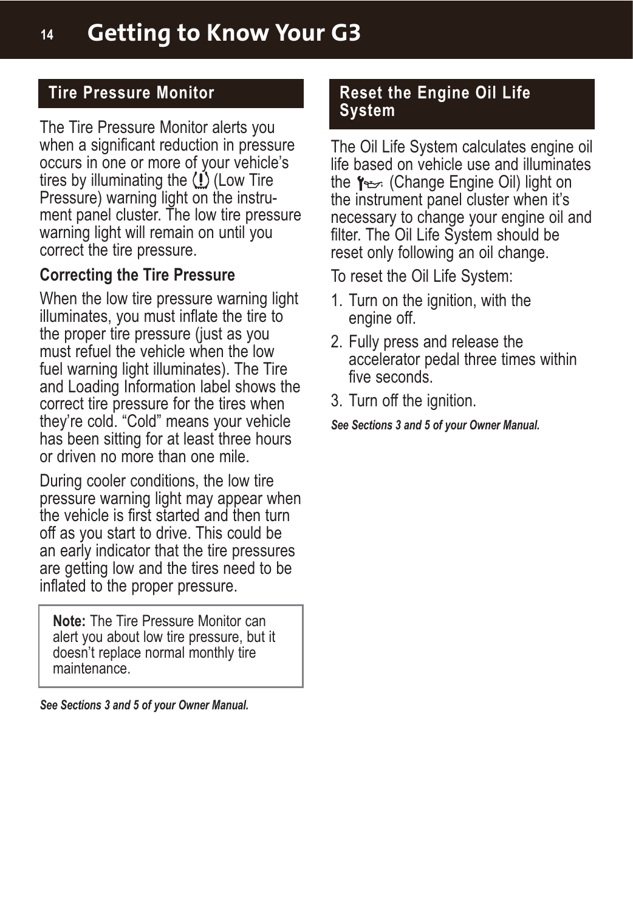## Tire Pressure Monitor

The Tire Pressure Monitor alerts you when a significant reduction in pressure occurs in one or more of your vehicle's tires by illuminating the (Low Tire Pressure) warning light on the instrument panel cluster. The low tire pressure warning light will remain on until you correct the tire pressure.

### Correcting the Tire Pressure

When the low tire pressure warning light illuminates, you must inflate the tire to the proper tire pressure (just as you must refuel the vehicle when the low fuel warning light illuminates). The Tire and Loading Information label shows the correct tire pressure for the tires when they're cold. "Cold" means your vehicle has been sitting for at least three hours or driven no more than one mile.

During cooler conditions, the low tire pressure warning light may appear when the vehicle is first started and then turn off as you start to drive. This could be an early indicator that the tire pressures are getting low and the tires need to be inflated to the proper pressure.

> **Note:** The Tire Pressure Monitor can alert you about low tire pressure, but it doesn't replace normal monthly tire maintenance.

***See Sections 3 and 5 of your Owner Manual.***

## Reset the Engine Oil Life System

The Oil Life System calculates engine oil life based on vehicle use and illuminates the (Change Engine Oil) light on the instrument panel cluster when it's necessary to change your engine oil and filter. The Oil Life System should be reset only following an oil change.

To reset the Oil Life System:

1. Turn on the ignition, with the engine off.
2. Fully press and release the accelerator pedal three times within five seconds.
3. Turn off the ignition.

***See Sections 3 and 5 of your Owner Manual.***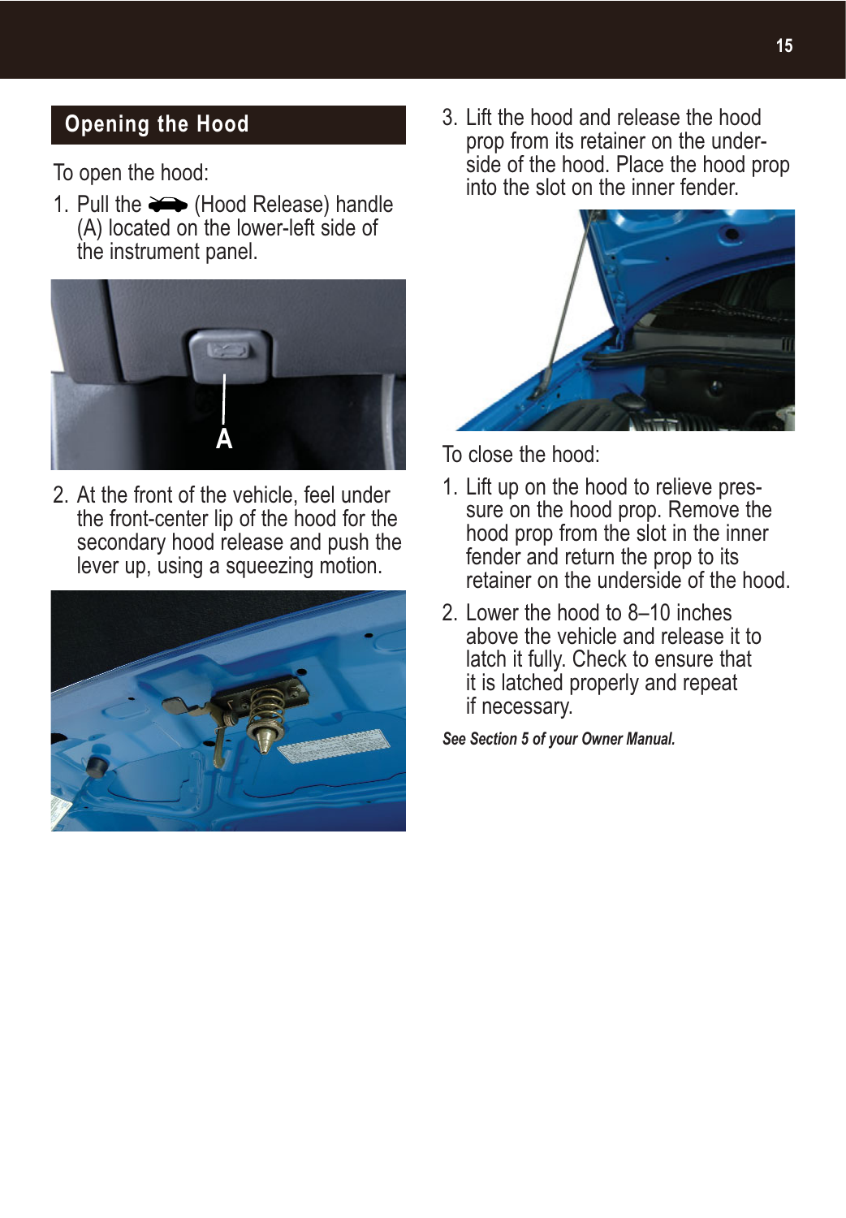## Opening the Hood

To open the hood:

1. Pull the (Hood Release) handle (A) located on the lower-left side of the instrument panel.

2. At the front of the vehicle, feel under the front-center lip of the hood for the secondary hood release and push the lever up, using a squeezing motion.

3. Lift the hood and release the hood prop from its retainer on the underside of the hood. Place the hood prop into the slot on the inner fender.

To close the hood:

1. Lift up on the hood to relieve pressure on the hood prop. Remove the hood prop from the slot in the inner fender and return the prop to its retainer on the underside of the hood.

2. Lower the hood to 8–10 inches above the vehicle and release it to latch it fully. Check to ensure that it is latched properly and repeat if necessary.

***See Section 5 of your Owner Manual.***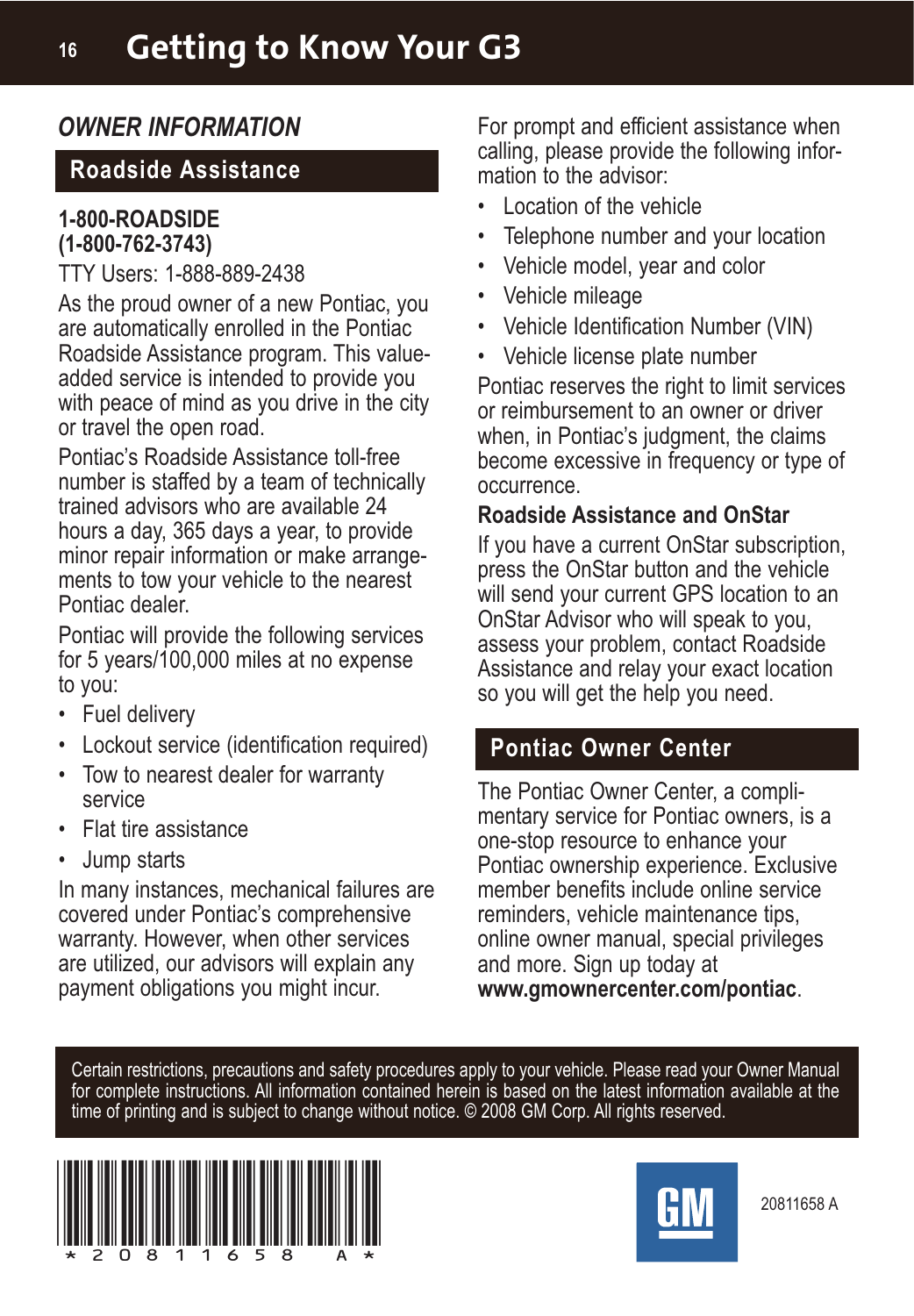## *OWNER INFORMATION*

### Roadside Assistance

**1-800-ROADSIDE**
**(1-800-762-3743)**

TTY Users: 1-888-889-2438

As the proud owner of a new Pontiac, you are automatically enrolled in the Pontiac Roadside Assistance program. This value-added service is intended to provide you with peace of mind as you drive in the city or travel the open road.

Pontiac's Roadside Assistance toll-free number is staffed by a team of technically trained advisors who are available 24 hours a day, 365 days a year, to provide minor repair information or make arrangements to tow your vehicle to the nearest Pontiac dealer.

Pontiac will provide the following services for 5 years/100,000 miles at no expense to you:

- Fuel delivery
- Lockout service (identification required)
- Tow to nearest dealer for warranty service
- Flat tire assistance
- Jump starts

In many instances, mechanical failures are covered under Pontiac's comprehensive warranty. However, when other services are utilized, our advisors will explain any payment obligations you might incur.

For prompt and efficient assistance when calling, please provide the following information to the advisor:

- Location of the vehicle
- Telephone number and your location
- Vehicle model, year and color
- Vehicle mileage
- Vehicle Identification Number (VIN)
- Vehicle license plate number

Pontiac reserves the right to limit services or reimbursement to an owner or driver when, in Pontiac's judgment, the claims become excessive in frequency or type of occurrence.

**Roadside Assistance and OnStar**

If you have a current OnStar subscription, press the OnStar button and the vehicle will send your current GPS location to an OnStar Advisor who will speak to you, assess your problem, contact Roadside Assistance and relay your exact location so you will get the help you need.

### Pontiac Owner Center

The Pontiac Owner Center, a complimentary service for Pontiac owners, is a one-stop resource to enhance your Pontiac ownership experience. Exclusive member benefits include online service reminders, vehicle maintenance tips, online owner manual, special privileges and more. Sign up today at **www.gmownercenter.com/pontiac**.

Certain restrictions, precautions and safety procedures apply to your vehicle. Please read your Owner Manual for complete instructions. All information contained herein is based on the latest information available at the time of printing and is subject to change without notice. © 2008 GM Corp. All rights reserved.

*20811658 A*

GM

20811658 A